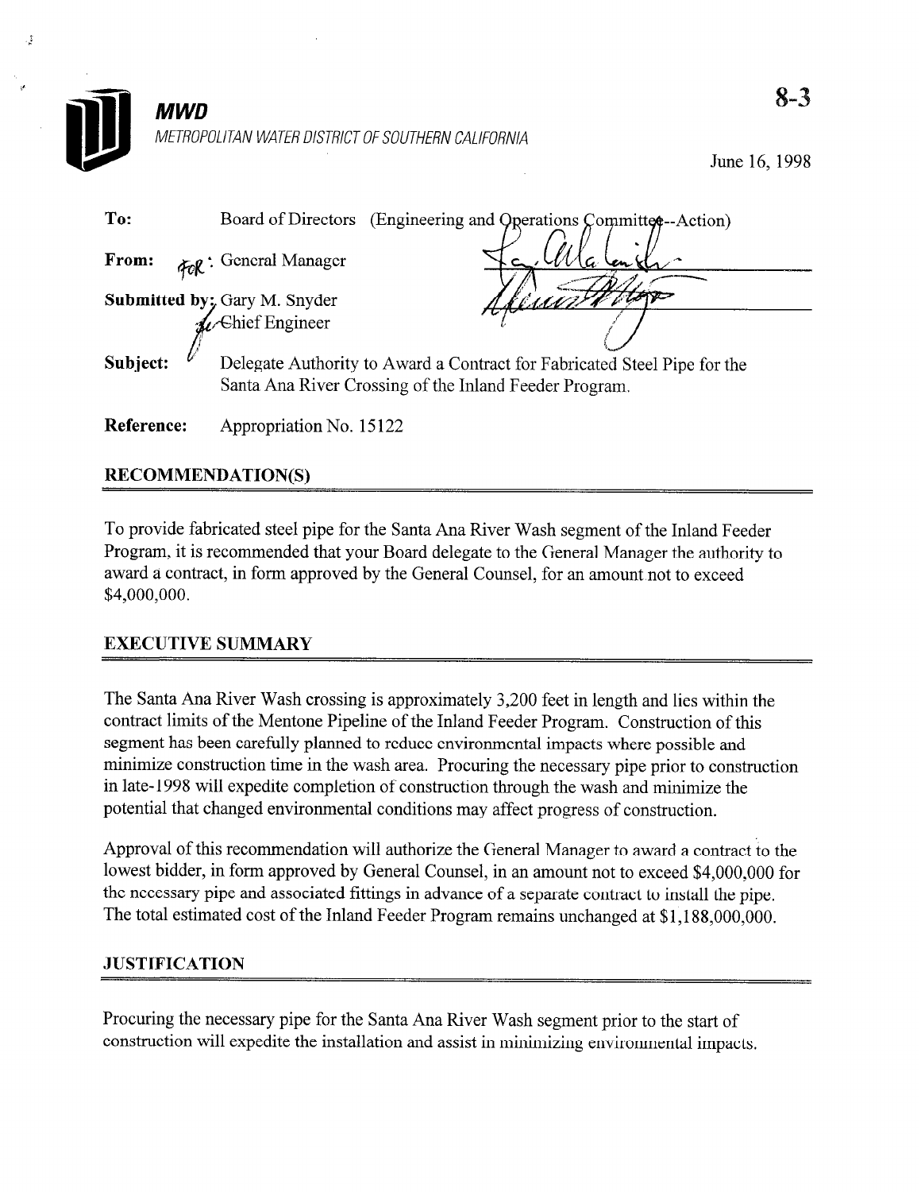**MWD**

*METROPOLITAN WATER DISTRICT OF SOUTHERN CALIFORNIA*

8-3

June 16, 1998

**To:** Board of Directors (Engineering and Operations Committee--Action)

**From:** for: General Manager

**Submitted by:** Gary M. Snyder
for Chief Engineer

**Subject:** Delegate Authority to Award a Contract for Fabricated Steel Pipe for the Santa Ana River Crossing of the Inland Feeder Program.

**Reference:** Appropriation No. 15122

## RECOMMENDATION(S)

To provide fabricated steel pipe for the Santa Ana River Wash segment of the Inland Feeder Program, it is recommended that your Board delegate to the General Manager the authority to award a contract, in form approved by the General Counsel, for an amount not to exceed $4,000,000.

## EXECUTIVE SUMMARY

The Santa Ana River Wash crossing is approximately 3,200 feet in length and lies within the contract limits of the Mentone Pipeline of the Inland Feeder Program. Construction of this segment has been carefully planned to reduce environmental impacts where possible and minimize construction time in the wash area. Procuring the necessary pipe prior to construction in late-1998 will expedite completion of construction through the wash and minimize the potential that changed environmental conditions may affect progress of construction.

Approval of this recommendation will authorize the General Manager to award a contract to the lowest bidder, in form approved by General Counsel, in an amount not to exceed $4,000,000 for the necessary pipe and associated fittings in advance of a separate contract to install the pipe. The total estimated cost of the Inland Feeder Program remains unchanged at $1,188,000,000.

## JUSTIFICATION

Procuring the necessary pipe for the Santa Ana River Wash segment prior to the start of construction will expedite the installation and assist in minimizing environmental impacts.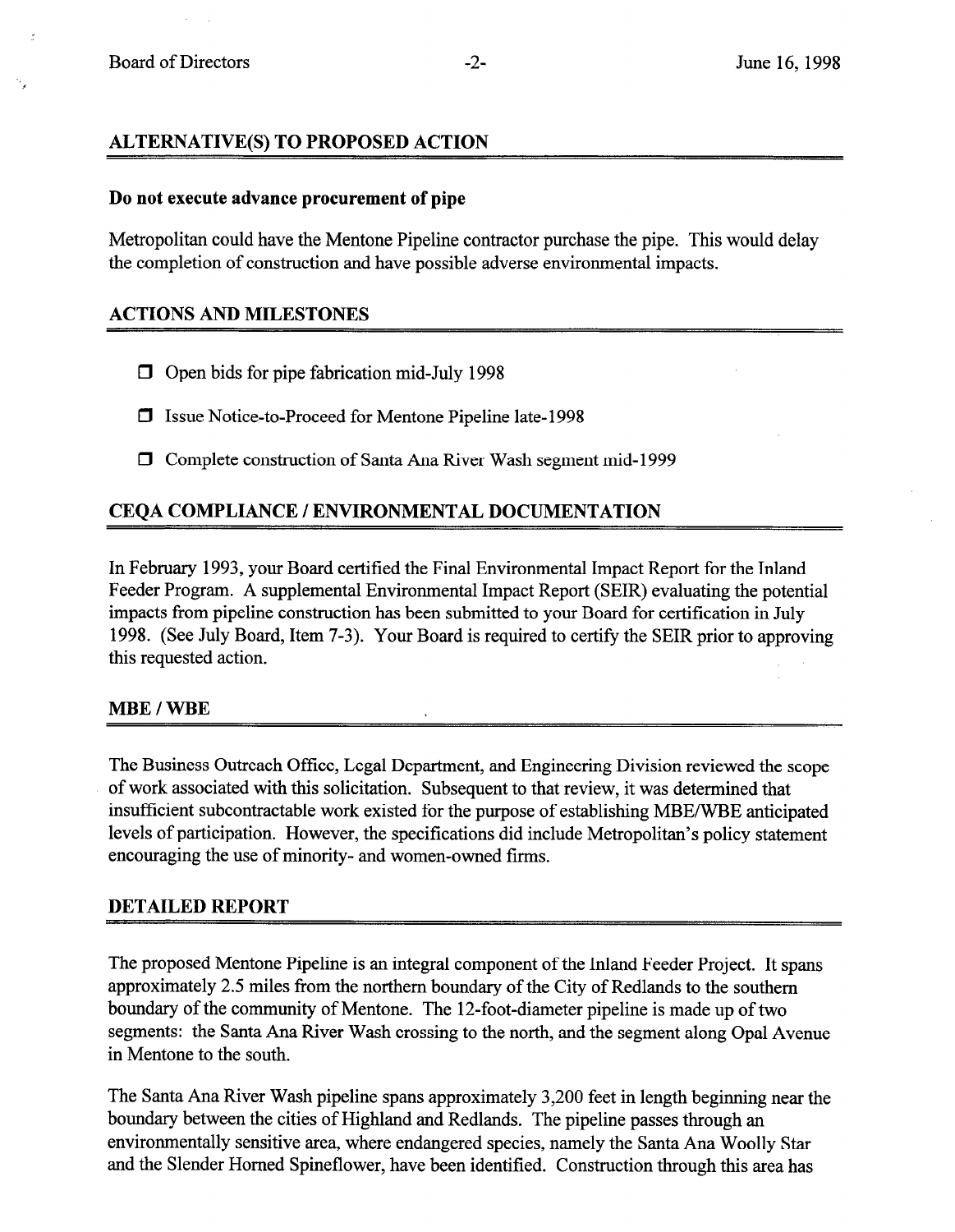## ALTERNATIVE(S) TO PROPOSED ACTION

**Do not execute advance procurement of pipe**

Metropolitan could have the Mentone Pipeline contractor purchase the pipe. This would delay the completion of construction and have possible adverse environmental impacts.

## ACTIONS AND MILESTONES

- Open bids for pipe fabrication mid-July 1998
- Issue Notice-to-Proceed for Mentone Pipeline late-1998
- Complete construction of Santa Ana River Wash segment mid-1999

## CEQA COMPLIANCE / ENVIRONMENTAL DOCUMENTATION

In February 1993, your Board certified the Final Environmental Impact Report for the Inland Feeder Program. A supplemental Environmental Impact Report (SEIR) evaluating the potential impacts from pipeline construction has been submitted to your Board for certification in July 1998. (See July Board, Item 7-3). Your Board is required to certify the SEIR prior to approving this requested action.

## MBE / WBE

The Business Outreach Office, Legal Department, and Engineering Division reviewed the scope of work associated with this solicitation. Subsequent to that review, it was determined that insufficient subcontractable work existed for the purpose of establishing MBE/WBE anticipated levels of participation. However, the specifications did include Metropolitan's policy statement encouraging the use of minority- and women-owned firms.

## DETAILED REPORT

The proposed Mentone Pipeline is an integral component of the Inland Feeder Project. It spans approximately 2.5 miles from the northern boundary of the City of Redlands to the southern boundary of the community of Mentone. The 12-foot-diameter pipeline is made up of two segments: the Santa Ana River Wash crossing to the north, and the segment along Opal Avenue in Mentone to the south.

The Santa Ana River Wash pipeline spans approximately 3,200 feet in length beginning near the boundary between the cities of Highland and Redlands. The pipeline passes through an environmentally sensitive area, where endangered species, namely the Santa Ana Woolly Star and the Slender Horned Spineflower, have been identified. Construction through this area has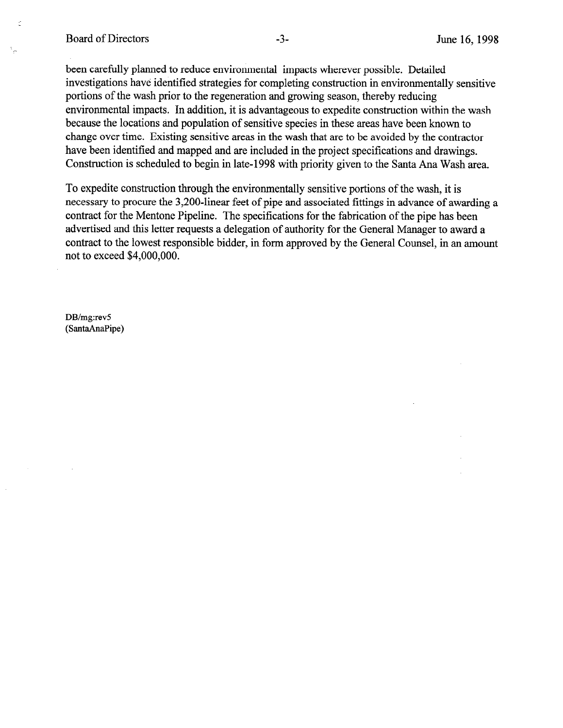been carefully planned to reduce environmental impacts wherever possible. Detailed investigations have identified strategies for completing construction in environmentally sensitive portions of the wash prior to the regeneration and growing season, thereby reducing environmental impacts. In addition, it is advantageous to expedite construction within the wash because the locations and population of sensitive species in these areas have been known to change over time. Existing sensitive areas in the wash that are to be avoided by the contractor have been identified and mapped and are included in the project specifications and drawings. Construction is scheduled to begin in late-1998 with priority given to the Santa Ana Wash area.

To expedite construction through the environmentally sensitive portions of the wash, it is necessary to procure the 3,200-linear feet of pipe and associated fittings in advance of awarding a contract for the Mentone Pipeline. The specifications for the fabrication of the pipe has been advertised and this letter requests a delegation of authority for the General Manager to award a contract to the lowest responsible bidder, in form approved by the General Counsel, in an amount not to exceed $4,000,000.

DB/mg:rev5
(SantaAnaPipe)